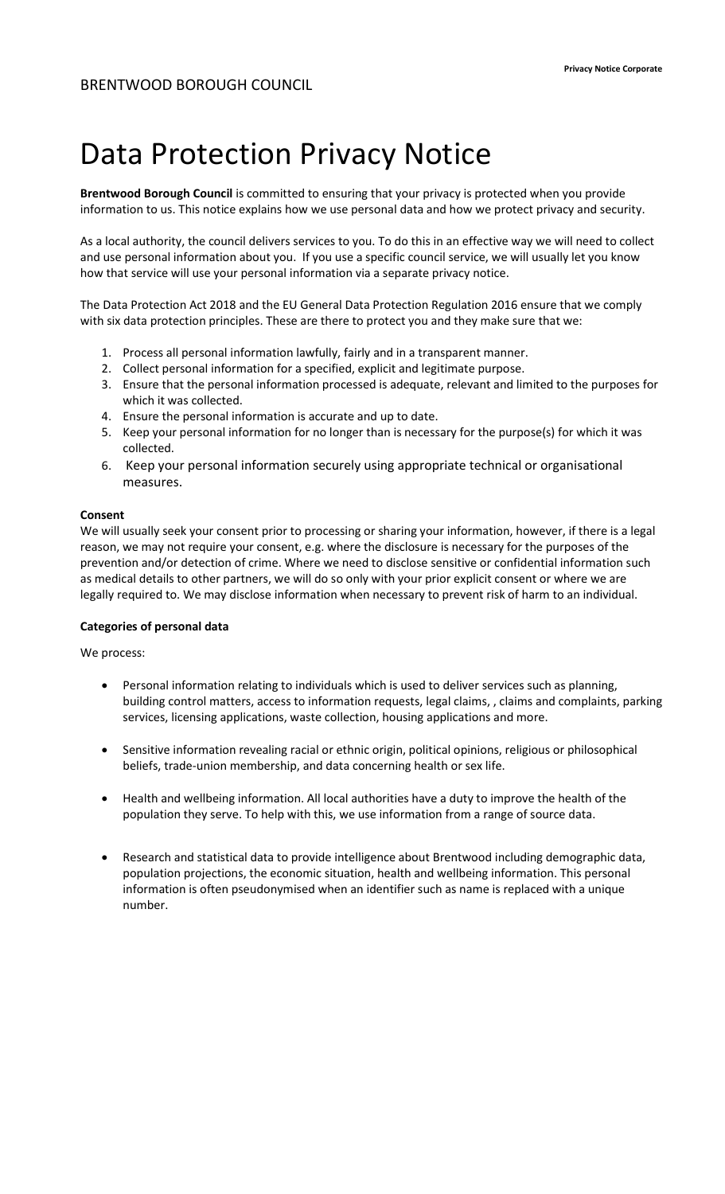BRENTWOOD BOROUGH COUNCIL

# Data Protection Privacy Notice

**Brentwood Borough Council** is committed to ensuring that your privacy is protected when you provide information to us. This notice explains how we use personal data and how we protect privacy and security.

As a local authority, the council delivers services to you. To do this in an effective way we will need to collect and use personal information about you. If you use a specific council service, we will usually let you know how that service will use your personal information via a separate privacy notice.

The Data Protection Act 2018 and the EU General Data Protection Regulation 2016 ensure that we comply with six data protection principles. These are there to protect you and they make sure that we:

1. Process all personal information lawfully, fairly and in a transparent manner.
2. Collect personal information for a specified, explicit and legitimate purpose.
3. Ensure that the personal information processed is adequate, relevant and limited to the purposes for which it was collected.
4. Ensure the personal information is accurate and up to date.
5. Keep your personal information for no longer than is necessary for the purpose(s) for which it was collected.
6. Keep your personal information securely using appropriate technical or organisational measures.

**Consent**

We will usually seek your consent prior to processing or sharing your information, however, if there is a legal reason, we may not require your consent, e.g. where the disclosure is necessary for the purposes of the prevention and/or detection of crime. Where we need to disclose sensitive or confidential information such as medical details to other partners, we will do so only with your prior explicit consent or where we are legally required to. We may disclose information when necessary to prevent risk of harm to an individual.

**Categories of personal data**

We process:

- Personal information relating to individuals which is used to deliver services such as planning, building control matters, access to information requests, legal claims, , claims and complaints, parking services, licensing applications, waste collection, housing applications and more.
- Sensitive information revealing racial or ethnic origin, political opinions, religious or philosophical beliefs, trade-union membership, and data concerning health or sex life.
- Health and wellbeing information. All local authorities have a duty to improve the health of the population they serve. To help with this, we use information from a range of source data.
- Research and statistical data to provide intelligence about Brentwood including demographic data, population projections, the economic situation, health and wellbeing information. This personal information is often pseudonymised when an identifier such as name is replaced with a unique number.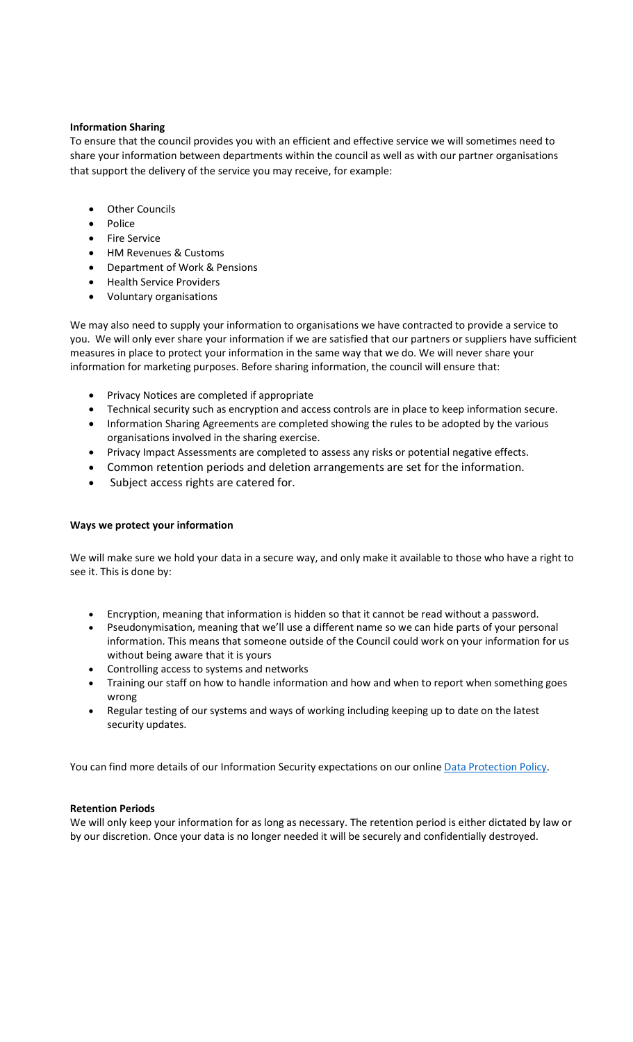**Information Sharing**

To ensure that the council provides you with an efficient and effective service we will sometimes need to share your information between departments within the council as well as with our partner organisations that support the delivery of the service you may receive, for example:

- Other Councils
- Police
- Fire Service
- HM Revenues & Customs
- Department of Work & Pensions
- Health Service Providers
- Voluntary organisations

We may also need to supply your information to organisations we have contracted to provide a service to you. We will only ever share your information if we are satisfied that our partners or suppliers have sufficient measures in place to protect your information in the same way that we do. We will never share your information for marketing purposes. Before sharing information, the council will ensure that:

- Privacy Notices are completed if appropriate
- Technical security such as encryption and access controls are in place to keep information secure.
- Information Sharing Agreements are completed showing the rules to be adopted by the various organisations involved in the sharing exercise.
- Privacy Impact Assessments are completed to assess any risks or potential negative effects.
- Common retention periods and deletion arrangements are set for the information.
- Subject access rights are catered for.

**Ways we protect your information**

We will make sure we hold your data in a secure way, and only make it available to those who have a right to see it. This is done by:

- Encryption, meaning that information is hidden so that it cannot be read without a password.
- Pseudonymisation, meaning that we'll use a different name so we can hide parts of your personal information. This means that someone outside of the Council could work on your information for us without being aware that it is yours
- Controlling access to systems and networks
- Training our staff on how to handle information and how and when to report when something goes wrong
- Regular testing of our systems and ways of working including keeping up to date on the latest security updates.

You can find more details of our Information Security expectations on our online Data Protection Policy.

**Retention Periods**

We will only keep your information for as long as necessary. The retention period is either dictated by law or by our discretion. Once your data is no longer needed it will be securely and confidentially destroyed.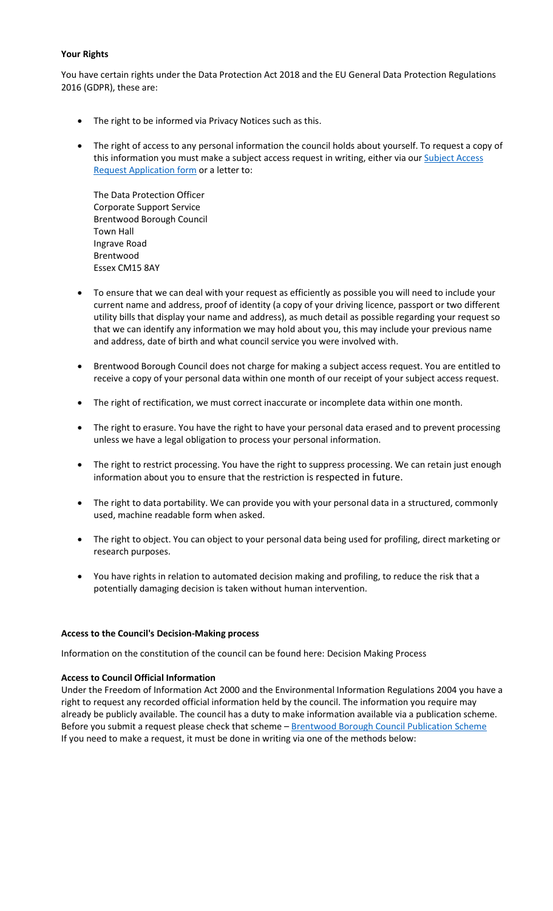**Your Rights**

You have certain rights under the Data Protection Act 2018 and the EU General Data Protection Regulations 2016 (GDPR), these are:

- The right to be informed via Privacy Notices such as this.
- The right of access to any personal information the council holds about yourself. To request a copy of this information you must make a subject access request in writing, either via our Subject Access Request Application form or a letter to:

  The Data Protection Officer
  Corporate Support Service
  Brentwood Borough Council
  Town Hall
  Ingrave Road
  Brentwood
  Essex CM15 8AY

- To ensure that we can deal with your request as efficiently as possible you will need to include your current name and address, proof of identity (a copy of your driving licence, passport or two different utility bills that display your name and address), as much detail as possible regarding your request so that we can identify any information we may hold about you, this may include your previous name and address, date of birth and what council service you were involved with.
- Brentwood Borough Council does not charge for making a subject access request. You are entitled to receive a copy of your personal data within one month of our receipt of your subject access request.
- The right of rectification, we must correct inaccurate or incomplete data within one month.
- The right to erasure. You have the right to have your personal data erased and to prevent processing unless we have a legal obligation to process your personal information.
- The right to restrict processing. You have the right to suppress processing. We can retain just enough information about you to ensure that the restriction is respected in future.
- The right to data portability. We can provide you with your personal data in a structured, commonly used, machine readable form when asked.
- The right to object. You can object to your personal data being used for profiling, direct marketing or research purposes.
- You have rights in relation to automated decision making and profiling, to reduce the risk that a potentially damaging decision is taken without human intervention.

**Access to the Council's Decision-Making process**

Information on the constitution of the council can be found here: Decision Making Process

**Access to Council Official Information**

Under the Freedom of Information Act 2000 and the Environmental Information Regulations 2004 you have a right to request any recorded official information held by the council. The information you require may already be publicly available. The council has a duty to make information available via a publication scheme. Before you submit a request please check that scheme – Brentwood Borough Council Publication Scheme
If you need to make a request, it must be done in writing via one of the methods below: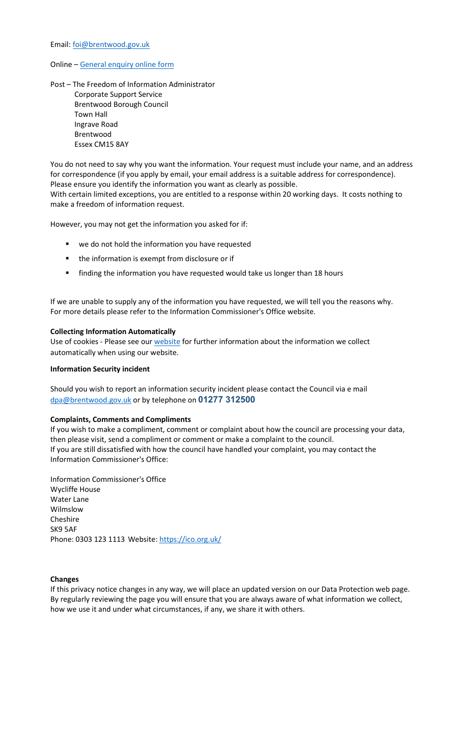Email: [foi@brentwood.gov.uk](mailto:foi@brentwood.gov.uk)

Online – [General enquiry online form]()

Post – The Freedom of Information Administrator
Corporate Support Service
Brentwood Borough Council
Town Hall
Ingrave Road
Brentwood
Essex CM15 8AY

You do not need to say why you want the information. Your request must include your name, and an address for correspondence (if you apply by email, your email address is a suitable address for correspondence). Please ensure you identify the information you want as clearly as possible.
With certain limited exceptions, you are entitled to a response within 20 working days. It costs nothing to make a freedom of information request.

However, you may not get the information you asked for if:

- we do not hold the information you have requested
- the information is exempt from disclosure or if
- finding the information you have requested would take us longer than 18 hours

If we are unable to supply any of the information you have requested, we will tell you the reasons why. For more details please refer to the Information Commissioner's Office website.

**Collecting Information Automatically**

Use of cookies - Please see our [website]() for further information about the information we collect automatically when using our website.

**Information Security incident**

Should you wish to report an information security incident please contact the Council via e mail [dpa@brentwood.gov.uk](mailto:dpa@brentwood.gov.uk) or by telephone on **01277 312500**

**Complaints, Comments and Compliments**

If you wish to make a compliment, comment or complaint about how the council are processing your data, then please visit, send a compliment or comment or make a complaint to the council.
If you are still dissatisfied with how the council have handled your complaint, you may contact the Information Commissioner's Office:

Information Commissioner's Office
Wycliffe House
Water Lane
Wilmslow
Cheshire
SK9 5AF
Phone: 0303 123 1113 Website: [https://ico.org.uk/](https://ico.org.uk/)

**Changes**

If this privacy notice changes in any way, we will place an updated version on our Data Protection web page. By regularly reviewing the page you will ensure that you are always aware of what information we collect, how we use it and under what circumstances, if any, we share it with others.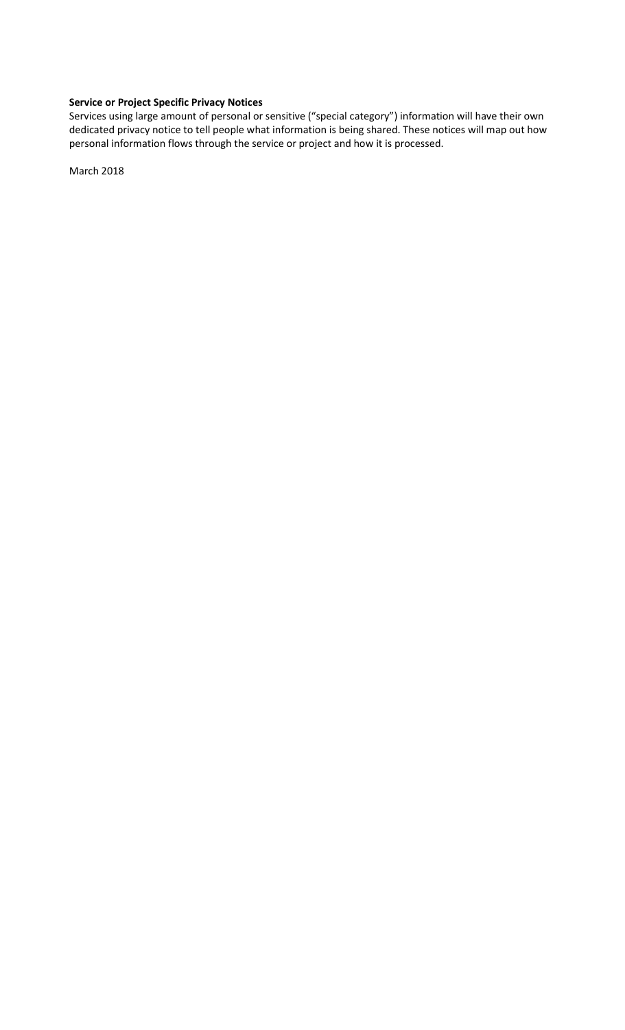**Service or Project Specific Privacy Notices**

Services using large amount of personal or sensitive ("special category") information will have their own dedicated privacy notice to tell people what information is being shared. These notices will map out how personal information flows through the service or project and how it is processed.

March 2018